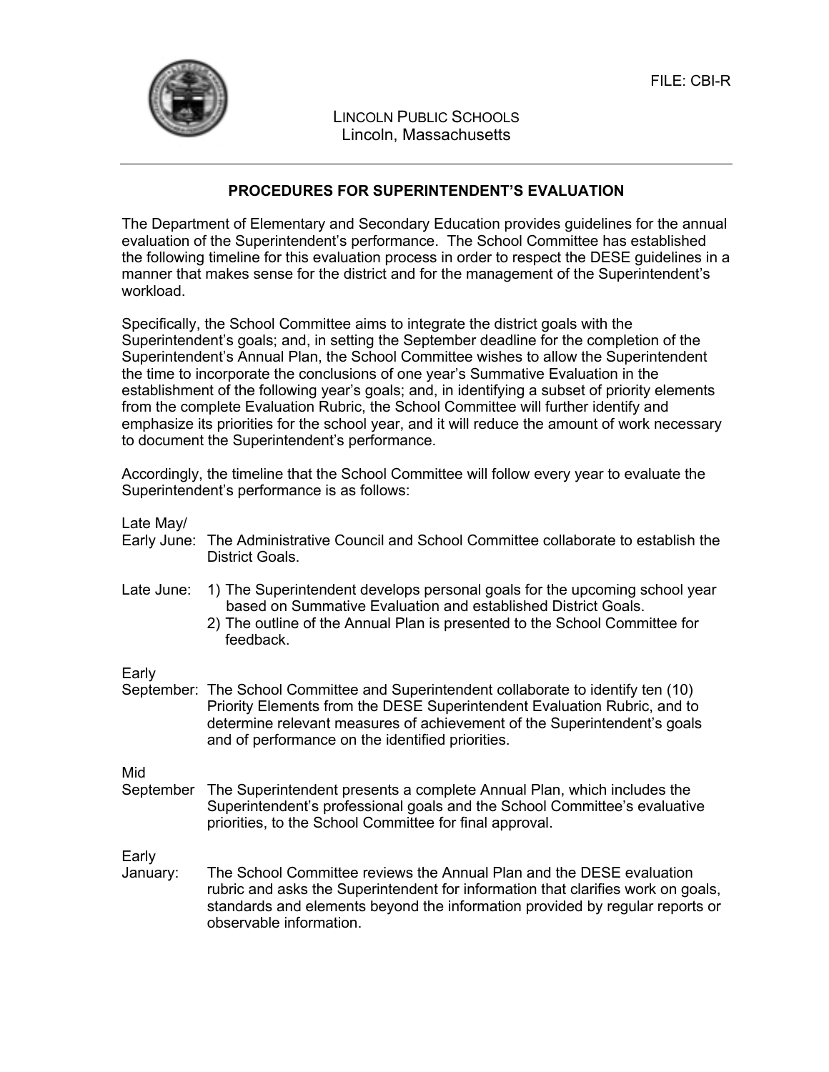FILE: CBI-R

LINCOLN PUBLIC SCHOOLS
Lincoln, Massachusetts

## PROCEDURES FOR SUPERINTENDENT'S EVALUATION

The Department of Elementary and Secondary Education provides guidelines for the annual evaluation of the Superintendent's performance. The School Committee has established the following timeline for this evaluation process in order to respect the DESE guidelines in a manner that makes sense for the district and for the management of the Superintendent's workload.

Specifically, the School Committee aims to integrate the district goals with the Superintendent's goals; and, in setting the September deadline for the completion of the Superintendent's Annual Plan, the School Committee wishes to allow the Superintendent the time to incorporate the conclusions of one year's Summative Evaluation in the establishment of the following year's goals; and, in identifying a subset of priority elements from the complete Evaluation Rubric, the School Committee will further identify and emphasize its priorities for the school year, and it will reduce the amount of work necessary to document the Superintendent's performance.

Accordingly, the timeline that the School Committee will follow every year to evaluate the Superintendent's performance is as follows:

**Late May/ Early June:** The Administrative Council and School Committee collaborate to establish the District Goals.

**Late June:**
1) The Superintendent develops personal goals for the upcoming school year based on Summative Evaluation and established District Goals.
2) The outline of the Annual Plan is presented to the School Committee for feedback.

**Early September:** The School Committee and Superintendent collaborate to identify ten (10) Priority Elements from the DESE Superintendent Evaluation Rubric, and to determine relevant measures of achievement of the Superintendent's goals and of performance on the identified priorities.

**Mid September** The Superintendent presents a complete Annual Plan, which includes the Superintendent's professional goals and the School Committee's evaluative priorities, to the School Committee for final approval.

**Early January:** The School Committee reviews the Annual Plan and the DESE evaluation rubric and asks the Superintendent for information that clarifies work on goals, standards and elements beyond the information provided by regular reports or observable information.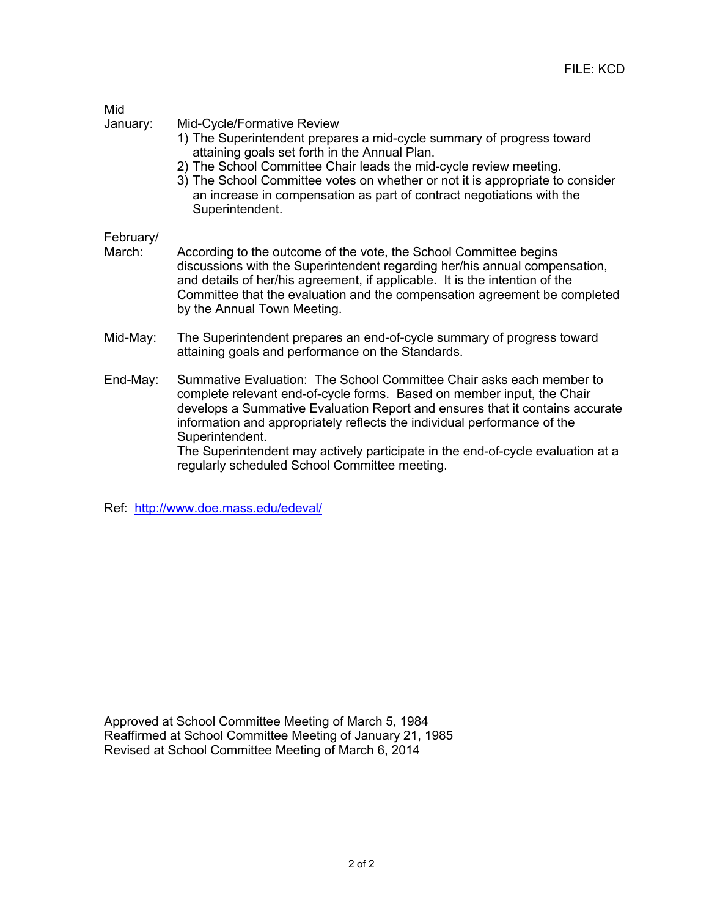FILE: KCD

**Mid January:** Mid-Cycle/Formative Review

1) The Superintendent prepares a mid-cycle summary of progress toward attaining goals set forth in the Annual Plan.
2) The School Committee Chair leads the mid-cycle review meeting.
3) The School Committee votes on whether or not it is appropriate to consider an increase in compensation as part of contract negotiations with the Superintendent.

**February/ March:** According to the outcome of the vote, the School Committee begins discussions with the Superintendent regarding her/his annual compensation, and details of her/his agreement, if applicable. It is the intention of the Committee that the evaluation and the compensation agreement be completed by the Annual Town Meeting.

**Mid-May:** The Superintendent prepares an end-of-cycle summary of progress toward attaining goals and performance on the Standards.

**End-May:** Summative Evaluation: The School Committee Chair asks each member to complete relevant end-of-cycle forms. Based on member input, the Chair develops a Summative Evaluation Report and ensures that it contains accurate information and appropriately reflects the individual performance of the Superintendent.
The Superintendent may actively participate in the end-of-cycle evaluation at a regularly scheduled School Committee meeting.

Ref: http://www.doe.mass.edu/edeval/

Approved at School Committee Meeting of March 5, 1984
Reaffirmed at School Committee Meeting of January 21, 1985
Revised at School Committee Meeting of March 6, 2014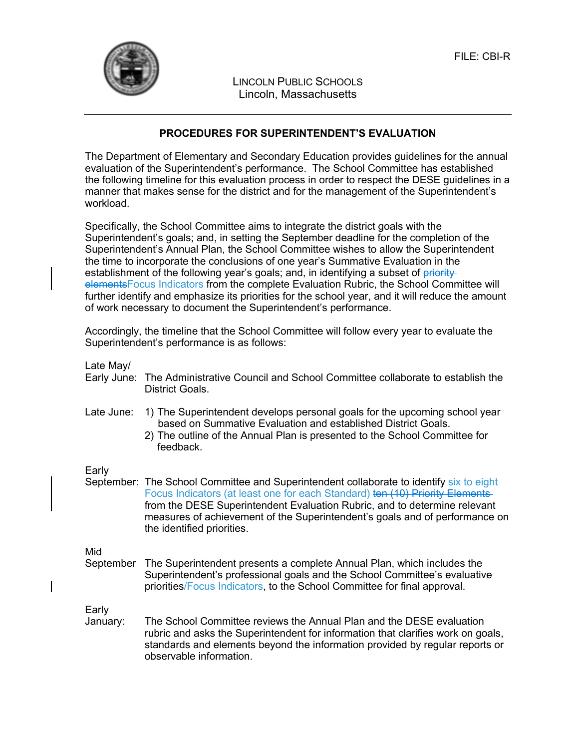FILE: CBI-R

LINCOLN PUBLIC SCHOOLS
Lincoln, Massachusetts

## PROCEDURES FOR SUPERINTENDENT'S EVALUATION

The Department of Elementary and Secondary Education provides guidelines for the annual evaluation of the Superintendent's performance. The School Committee has established the following timeline for this evaluation process in order to respect the DESE guidelines in a manner that makes sense for the district and for the management of the Superintendent's workload.

Specifically, the School Committee aims to integrate the district goals with the Superintendent's goals; and, in setting the September deadline for the completion of the Superintendent's Annual Plan, the School Committee wishes to allow the Superintendent the time to incorporate the conclusions of one year's Summative Evaluation in the establishment of the following year's goals; and, in identifying a subset of ~~priority elements~~Focus Indicators from the complete Evaluation Rubric, the School Committee will further identify and emphasize its priorities for the school year, and it will reduce the amount of work necessary to document the Superintendent's performance.

Accordingly, the timeline that the School Committee will follow every year to evaluate the Superintendent's performance is as follows:

**Late May/ Early June:** The Administrative Council and School Committee collaborate to establish the District Goals.

**Late June:**
1) The Superintendent develops personal goals for the upcoming school year based on Summative Evaluation and established District Goals.
2) The outline of the Annual Plan is presented to the School Committee for feedback.

**Early September:** The School Committee and Superintendent collaborate to identify six to eight Focus Indicators (at least one for each Standard) ~~ten (10) Priority Elements~~ from the DESE Superintendent Evaluation Rubric, and to determine relevant measures of achievement of the Superintendent's goals and of performance on the identified priorities.

**Mid September** The Superintendent presents a complete Annual Plan, which includes the Superintendent's professional goals and the School Committee's evaluative priorities/Focus Indicators, to the School Committee for final approval.

**Early January:** The School Committee reviews the Annual Plan and the DESE evaluation rubric and asks the Superintendent for information that clarifies work on goals, standards and elements beyond the information provided by regular reports or observable information.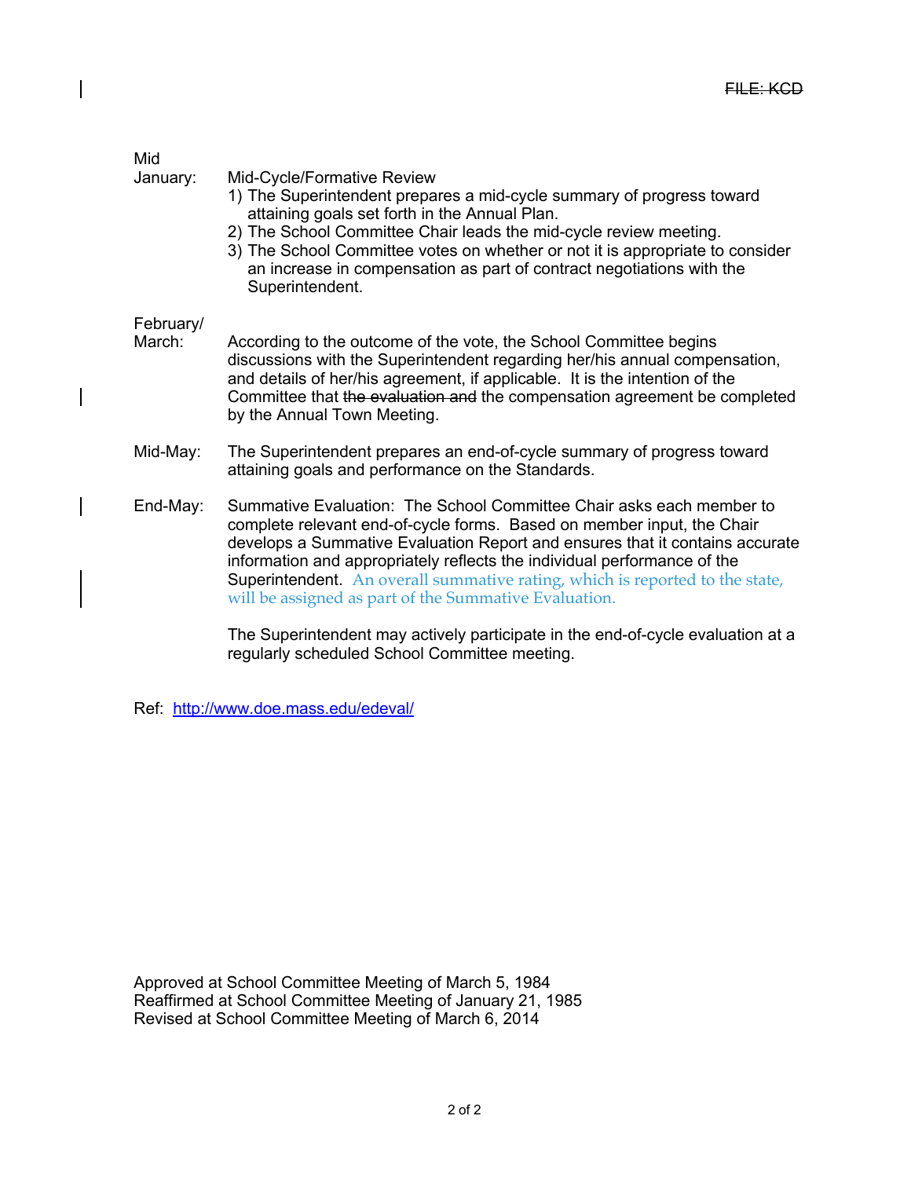Mid January: Mid-Cycle/Formative Review

1) The Superintendent prepares a mid-cycle summary of progress toward attaining goals set forth in the Annual Plan.
2) The School Committee Chair leads the mid-cycle review meeting.
3) The School Committee votes on whether or not it is appropriate to consider an increase in compensation as part of contract negotiations with the Superintendent.

February/ March: According to the outcome of the vote, the School Committee begins discussions with the Superintendent regarding her/his annual compensation, and details of her/his agreement, if applicable. It is the intention of the Committee that ~~the evaluation and~~ the compensation agreement be completed by the Annual Town Meeting.

Mid-May: The Superintendent prepares an end-of-cycle summary of progress toward attaining goals and performance on the Standards.

End-May: Summative Evaluation: The School Committee Chair asks each member to complete relevant end-of-cycle forms. Based on member input, the Chair develops a Summative Evaluation Report and ensures that it contains accurate information and appropriately reflects the individual performance of the Superintendent. An overall summative rating, which is reported to the state, will be assigned as part of the Summative Evaluation.

The Superintendent may actively participate in the end-of-cycle evaluation at a regularly scheduled School Committee meeting.

Ref: http://www.doe.mass.edu/edeval/

Approved at School Committee Meeting of March 5, 1984
Reaffirmed at School Committee Meeting of January 21, 1985
Revised at School Committee Meeting of March 6, 2014